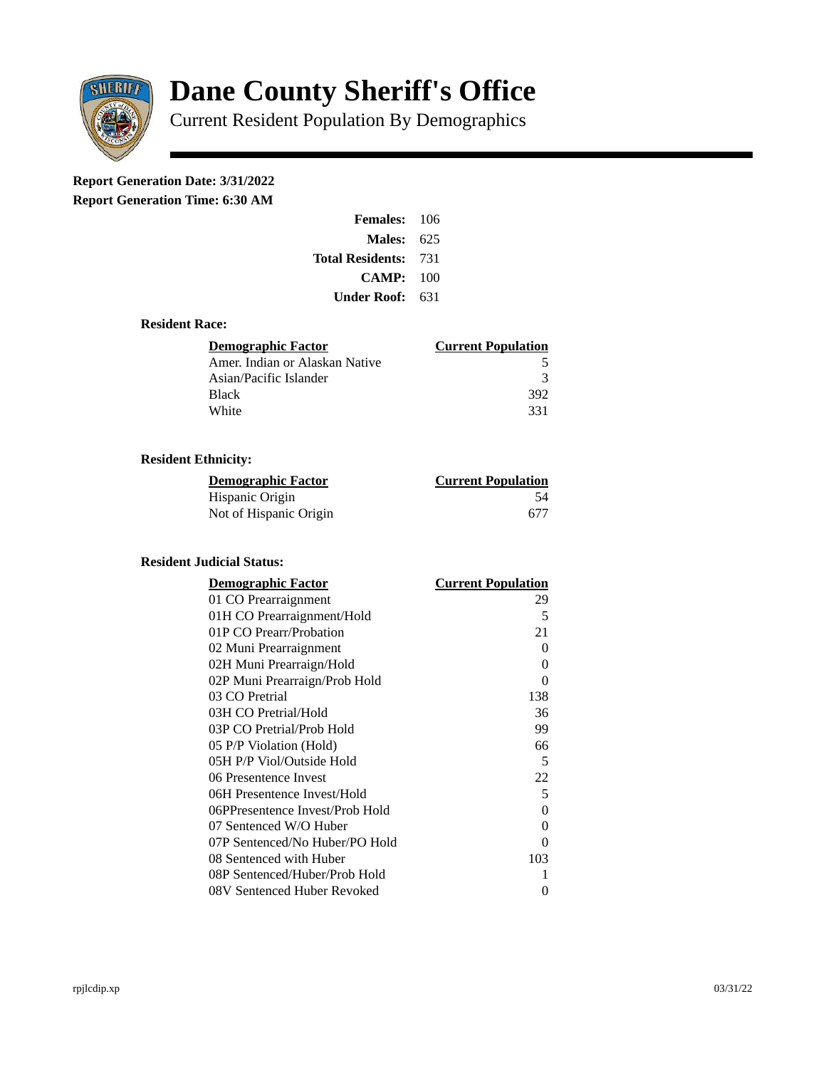# Dane County Sheriff's Office

Current Resident Population By Demographics

**Report Generation Date: 3/31/2022**
**Report Generation Time: 6:30 AM**

| | |
|---|---|
| **Females:** | 106 |
| **Males:** | 625 |
| **Total Residents:** | 731 |
| **CAMP:** | 100 |
| **Under Roof:** | 631 |

### Resident Race:

| Demographic Factor | Current Population |
|---|---|
| Amer. Indian or Alaskan Native | 5 |
| Asian/Pacific Islander | 3 |
| Black | 392 |
| White | 331 |

### Resident Ethnicity:

| Demographic Factor | Current Population |
|---|---|
| Hispanic Origin | 54 |
| Not of Hispanic Origin | 677 |

### Resident Judicial Status:

| Demographic Factor | Current Population |
|---|---|
| 01 CO Prearraignment | 29 |
| 01H CO Prearraignment/Hold | 5 |
| 01P CO Prearr/Probation | 21 |
| 02 Muni Prearraignment | 0 |
| 02H Muni Prearraign/Hold | 0 |
| 02P Muni Prearraign/Prob Hold | 0 |
| 03 CO Pretrial | 138 |
| 03H CO Pretrial/Hold | 36 |
| 03P CO Pretrial/Prob Hold | 99 |
| 05 P/P Violation (Hold) | 66 |
| 05H P/P Viol/Outside Hold | 5 |
| 06 Presentence Invest | 22 |
| 06H Presentence Invest/Hold | 5 |
| 06PPresentence Invest/Prob Hold | 0 |
| 07 Sentenced W/O Huber | 0 |
| 07P Sentenced/No Huber/PO Hold | 0 |
| 08 Sentenced with Huber | 103 |
| 08P Sentenced/Huber/Prob Hold | 1 |
| 08V Sentenced Huber Revoked | 0 |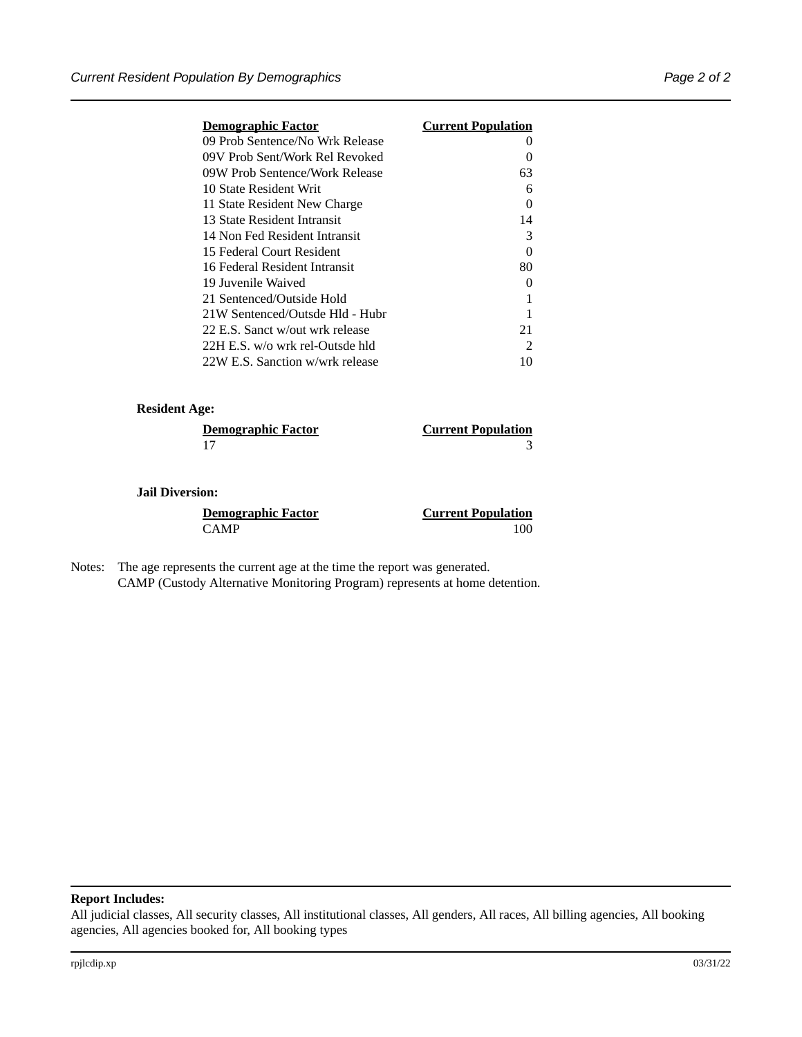| Demographic Factor | Current Population |
| --- | --- |
| 09 Prob Sentence/No Wrk Release | 0 |
| 09V Prob Sent/Work Rel Revoked | 0 |
| 09W Prob Sentence/Work Release | 63 |
| 10 State Resident Writ | 6 |
| 11 State Resident New Charge | 0 |
| 13 State Resident Intransit | 14 |
| 14 Non Fed Resident Intransit | 3 |
| 15 Federal Court Resident | 0 |
| 16 Federal Resident Intransit | 80 |
| 19 Juvenile Waived | 0 |
| 21 Sentenced/Outside Hold | 1 |
| 21W Sentenced/Outsde Hld - Hubr | 1 |
| 22 E.S. Sanct w/out wrk release | 21 |
| 22H E.S. w/o wrk rel-Outsde hld | 2 |
| 22W E.S. Sanction w/wrk release | 10 |

**Resident Age:**

| Demographic Factor | Current Population |
| --- | --- |
| 17 | 3 |

**Jail Diversion:**

| Demographic Factor | Current Population |
| --- | --- |
| CAMP | 100 |

Notes: The age represents the current age at the time the report was generated.
CAMP (Custody Alternative Monitoring Program) represents at home detention.

**Report Includes:**

All judicial classes, All security classes, All institutional classes, All genders, All races, All billing agencies, All booking agencies, All agencies booked for, All booking types

rpjlcdip.xp 03/31/22